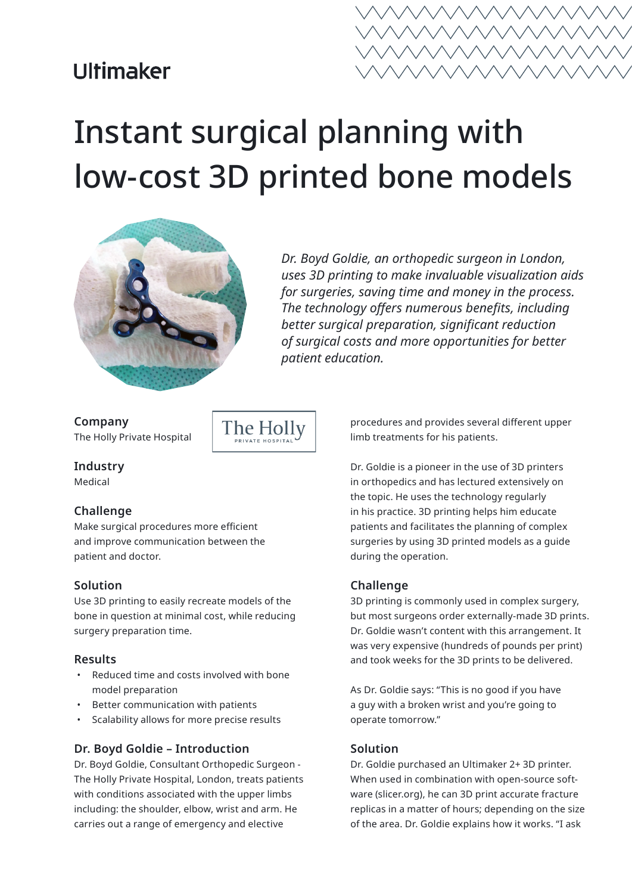Ultimaker

# Instant surgical planning with low-cost 3D printed bone models

*Dr. Boyd Goldie, an orthopedic surgeon in London, uses 3D printing to make invaluable visualization aids for surgeries, saving time and money in the process. The technology offers numerous benefits, including better surgical preparation, significant reduction of surgical costs and more opportunities for better patient education.*

### Company
The Holly Private Hospital

### Industry
Medical

### Challenge
Make surgical procedures more efficient and improve communication between the patient and doctor.

### Solution
Use 3D printing to easily recreate models of the bone in question at minimal cost, while reducing surgery preparation time.

### Results
- Reduced time and costs involved with bone model preparation
- Better communication with patients
- Scalability allows for more precise results

## Dr. Boyd Goldie – Introduction

Dr. Boyd Goldie, Consultant Orthopedic Surgeon - The Holly Private Hospital, London, treats patients with conditions associated with the upper limbs including: the shoulder, elbow, wrist and arm. He carries out a range of emergency and elective procedures and provides several different upper limb treatments for his patients.

Dr. Goldie is a pioneer in the use of 3D printers in orthopedics and has lectured extensively on the topic. He uses the technology regularly in his practice. 3D printing helps him educate patients and facilitates the planning of complex surgeries by using 3D printed models as a guide during the operation.

## Challenge

3D printing is commonly used in complex surgery, but most surgeons order externally-made 3D prints. Dr. Goldie wasn't content with this arrangement. It was very expensive (hundreds of pounds per print) and took weeks for the 3D prints to be delivered.

As Dr. Goldie says: "This is no good if you have a guy with a broken wrist and you're going to operate tomorrow."

## Solution

Dr. Goldie purchased an Ultimaker 2+ 3D printer. When used in combination with open-source software (slicer.org), he can 3D print accurate fracture replicas in a matter of hours; depending on the size of the area. Dr. Goldie explains how it works. "I ask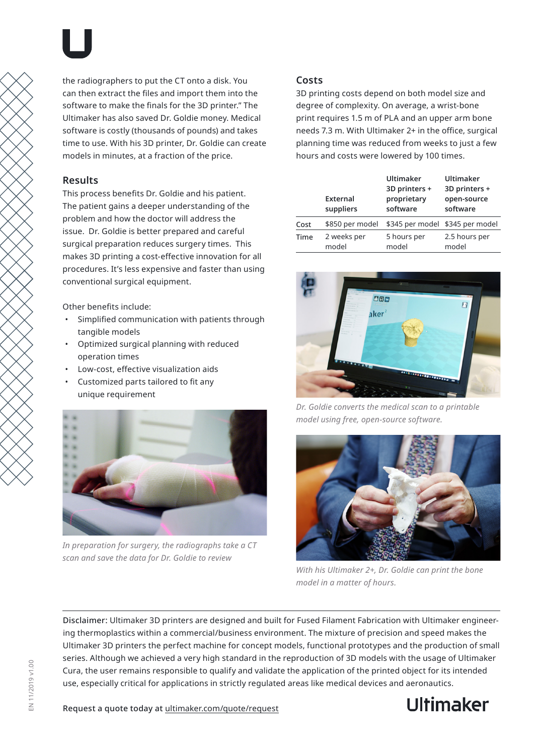the radiographers to put the CT onto a disk. You can then extract the files and import them into the software to make the finals for the 3D printer." The Ultimaker has also saved Dr. Goldie money. Medical software is costly (thousands of pounds) and takes time to use. With his 3D printer, Dr. Goldie can create models in minutes, at a fraction of the price.

## Results

This process benefits Dr. Goldie and his patient. The patient gains a deeper understanding of the problem and how the doctor will address the issue. Dr. Goldie is better prepared and careful surgical preparation reduces surgery times. This makes 3D printing a cost-effective innovation for all procedures. It's less expensive and faster than using conventional surgical equipment.

Other benefits include:

- Simplified communication with patients through tangible models
- Optimized surgical planning with reduced operation times
- Low-cost, effective visualization aids
- Customized parts tailored to fit any unique requirement

*In preparation for surgery, the radiographs take a CT scan and save the data for Dr. Goldie to review*

## Costs

3D printing costs depend on both model size and degree of complexity. On average, a wrist-bone print requires 1.5 m of PLA and an upper arm bone needs 7.3 m. With Ultimaker 2+ in the office, surgical planning time was reduced from weeks to just a few hours and costs were lowered by 100 times.

| | External suppliers | Ultimaker 3D printers + proprietary software | Ultimaker 3D printers + open-source software |
|---|---|---|---|
| Cost | $850 per model | $345 per model | $345 per model |
| Time | 2 weeks per model | 5 hours per model | 2.5 hours per model |

*Dr. Goldie converts the medical scan to a printable model using free, open-source software.*

*With his Ultimaker 2+, Dr. Goldie can print the bone model in a matter of hours.*

**Disclaimer:** Ultimaker 3D printers are designed and built for Fused Filament Fabrication with Ultimaker engineering thermoplastics within a commercial/business environment. The mixture of precision and speed makes the Ultimaker 3D printers the perfect machine for concept models, functional prototypes and the production of small series. Although we achieved a very high standard in the reproduction of 3D models with the usage of Ultimaker Cura, the user remains responsible to qualify and validate the application of the printed object for its intended use, especially critical for applications in strictly regulated areas like medical devices and aeronautics.

**Request a quote today at** ultimaker.com/quote/request

Ultimaker

EN 11/2019 v1.00